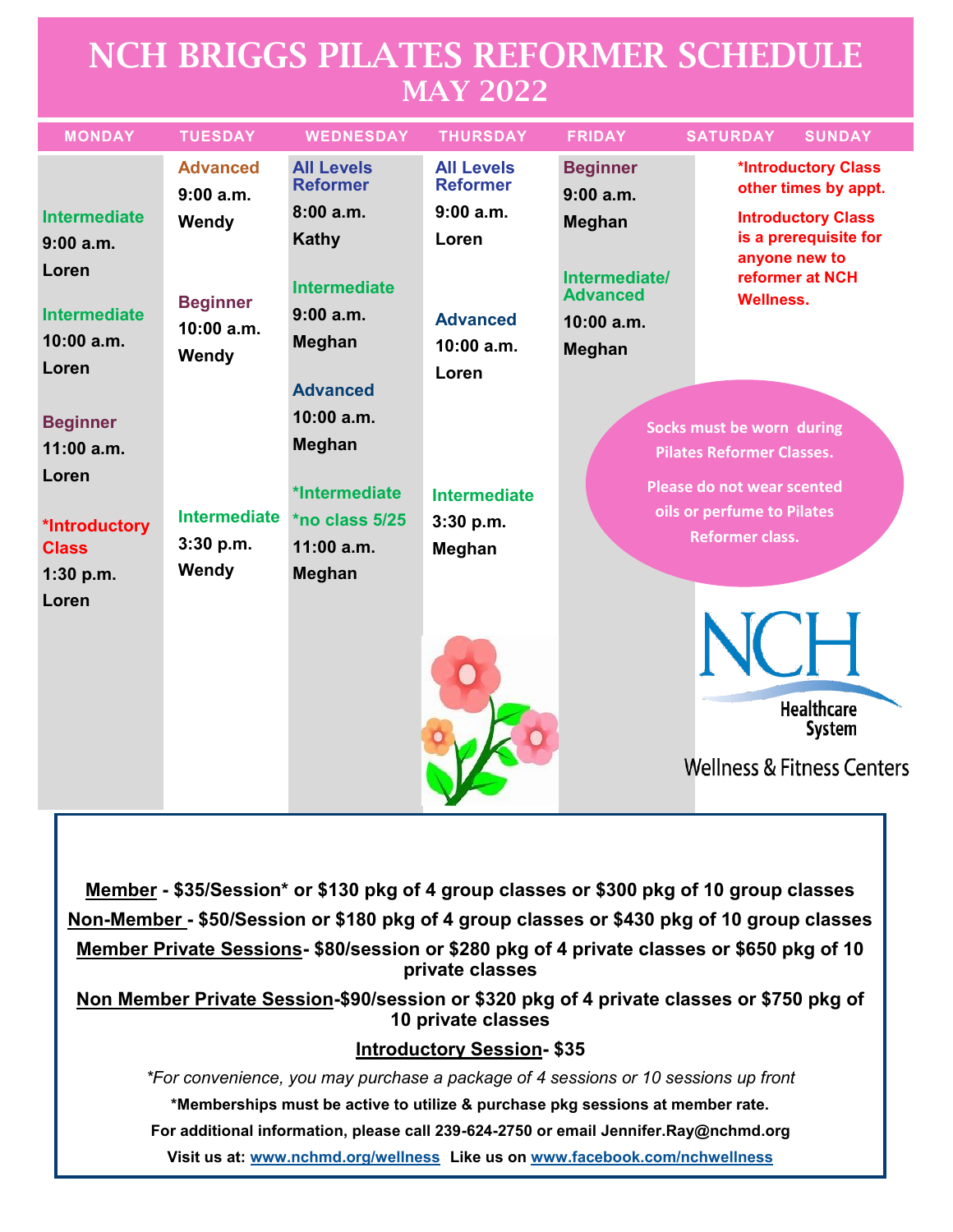# NCH BRIGGS PILATES REFORMER SCHEDULE
## MAY 2022

| MONDAY | TUESDAY | WEDNESDAY | THURSDAY | FRIDAY | SATURDAY | SUNDAY |
|---|---|---|---|---|---|---|
| | **Advanced** 9:00 a.m. Wendy | **All Levels Reformer** 8:00 a.m. Kathy | **All Levels Reformer** 9:00 a.m. Loren | **Beginner** 9:00 a.m. Meghan | | |
| **Intermediate** 9:00 a.m. Loren | | **Intermediate** 9:00 a.m. Meghan | | **Intermediate/ Advanced** 10:00 a.m. Meghan | | |
| **Intermediate** 10:00 a.m. Loren | **Beginner** 10:00 a.m. Wendy | **Advanced** 10:00 a.m. Meghan | **Advanced** 10:00 a.m. Loren | | | |
| **Beginner** 11:00 a.m. Loren | | ***Intermediate *no class 5/25** 11:00 a.m. Meghan | | | | |
| ***Introductory Class** 1:30 p.m. Loren | **Intermediate** 3:30 p.m. Wendy | | **Intermediate** 3:30 p.m. Meghan | | | |

***Introductory Class other times by appt.**

**Introductory Class is a prerequisite for anyone new to reformer at NCH Wellness.**

Socks must be worn during Pilates Reformer Classes.

Please do not wear scented oils or perfume to Pilates Reformer class.

NCH Healthcare System

Wellness & Fitness Centers

**Member - $35/Session* or $130 pkg of 4 group classes or $300 pkg of 10 group classes**

**Non-Member - $50/Session or $180 pkg of 4 group classes or $430 pkg of 10 group classes**

**Member Private Sessions- $80/session or $280 pkg of 4 private classes or $650 pkg of 10 private classes**

**Non Member Private Session-$90/session or $320 pkg of 4 private classes or $750 pkg of 10 private classes**

**Introductory Session- $35**

*\*For convenience, you may purchase a package of 4 sessions or 10 sessions up front*

**\*Memberships must be active to utilize & purchase pkg sessions at member rate.**

**For additional information, please call 239-624-2750 or email Jennifer.Ray@nchmd.org**

**Visit us at: www.nchmd.org/wellness Like us on www.facebook.com/nchwellness**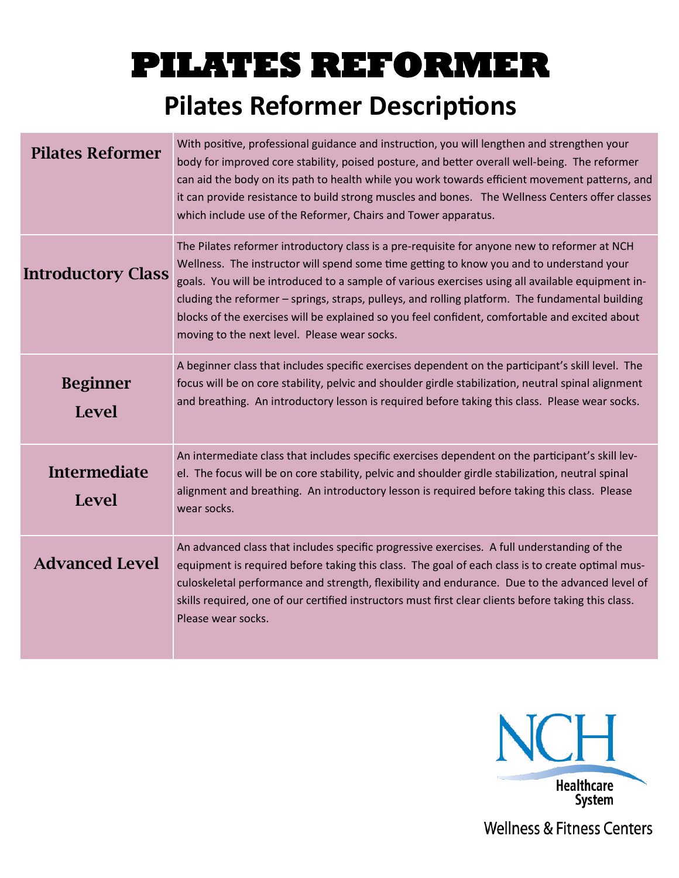# PILATES REFORMER

## Pilates Reformer Descriptions

| | |
|---|---|
| **Pilates Reformer** | With positive, professional guidance and instruction, you will lengthen and strengthen your body for improved core stability, poised posture, and better overall well-being. The reformer can aid the body on its path to health while you work towards efficient movement patterns, and it can provide resistance to build strong muscles and bones. The Wellness Centers offer classes which include use of the Reformer, Chairs and Tower apparatus. |
| **Introductory Class** | The Pilates reformer introductory class is a pre-requisite for anyone new to reformer at NCH Wellness. The instructor will spend some time getting to know you and to understand your goals. You will be introduced to a sample of various exercises using all available equipment including the reformer – springs, straps, pulleys, and rolling platform. The fundamental building blocks of the exercises will be explained so you feel confident, comfortable and excited about moving to the next level. Please wear socks. |
| **Beginner Level** | A beginner class that includes specific exercises dependent on the participant's skill level. The focus will be on core stability, pelvic and shoulder girdle stabilization, neutral spinal alignment and breathing. An introductory lesson is required before taking this class. Please wear socks. |
| **Intermediate Level** | An intermediate class that includes specific exercises dependent on the participant's skill level. The focus will be on core stability, pelvic and shoulder girdle stabilization, neutral spinal alignment and breathing. An introductory lesson is required before taking this class. Please wear socks. |
| **Advanced Level** | An advanced class that includes specific progressive exercises. A full understanding of the equipment is required before taking this class. The goal of each class is to create optimal musculoskeletal performance and strength, flexibility and endurance. Due to the advanced level of skills required, one of our certified instructors must first clear clients before taking this class. Please wear socks. |

NCH Healthcare System

Wellness & Fitness Centers